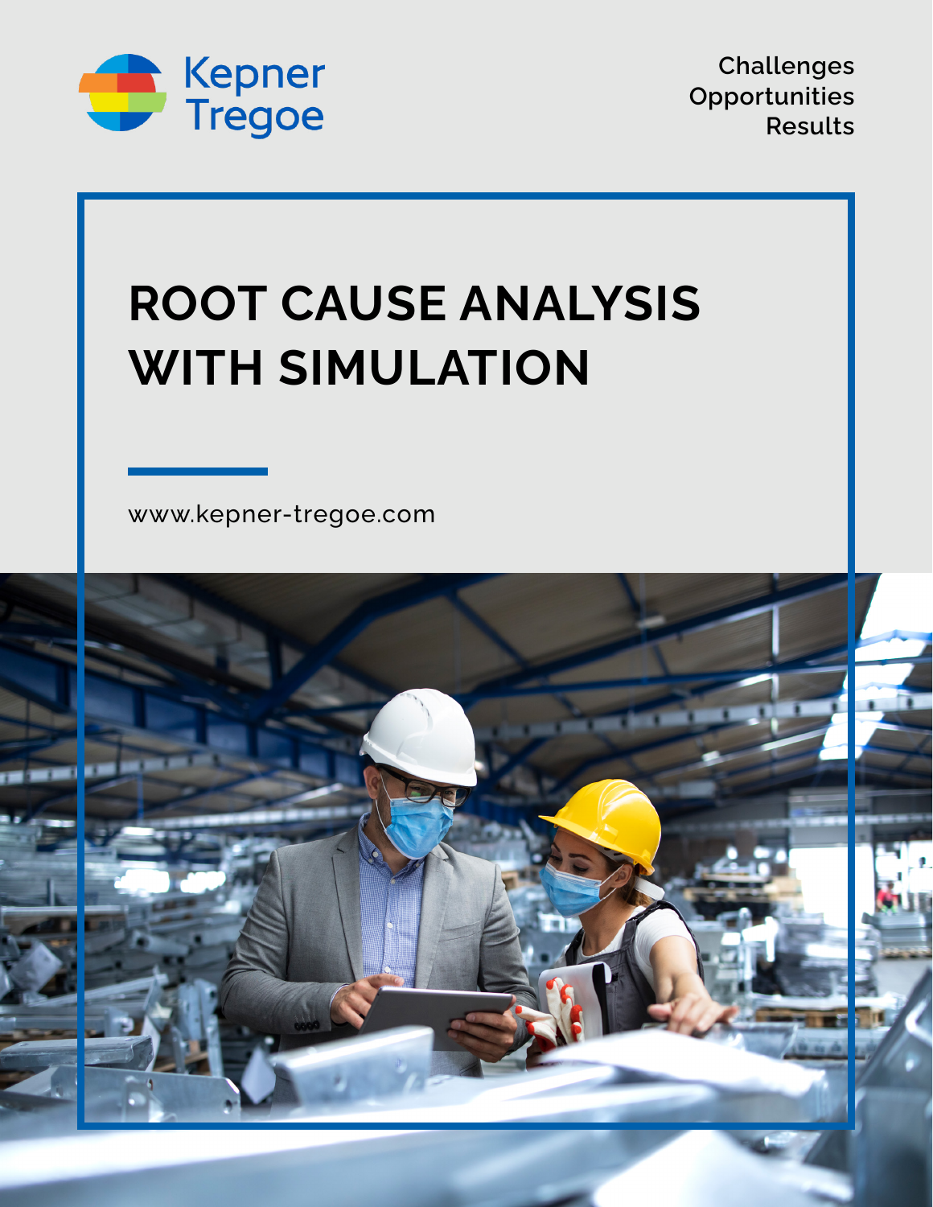Kepner Tregoe

Challenges
Opportunities
Results

# ROOT CAUSE ANALYSIS WITH SIMULATION

www.kepner-tregoe.com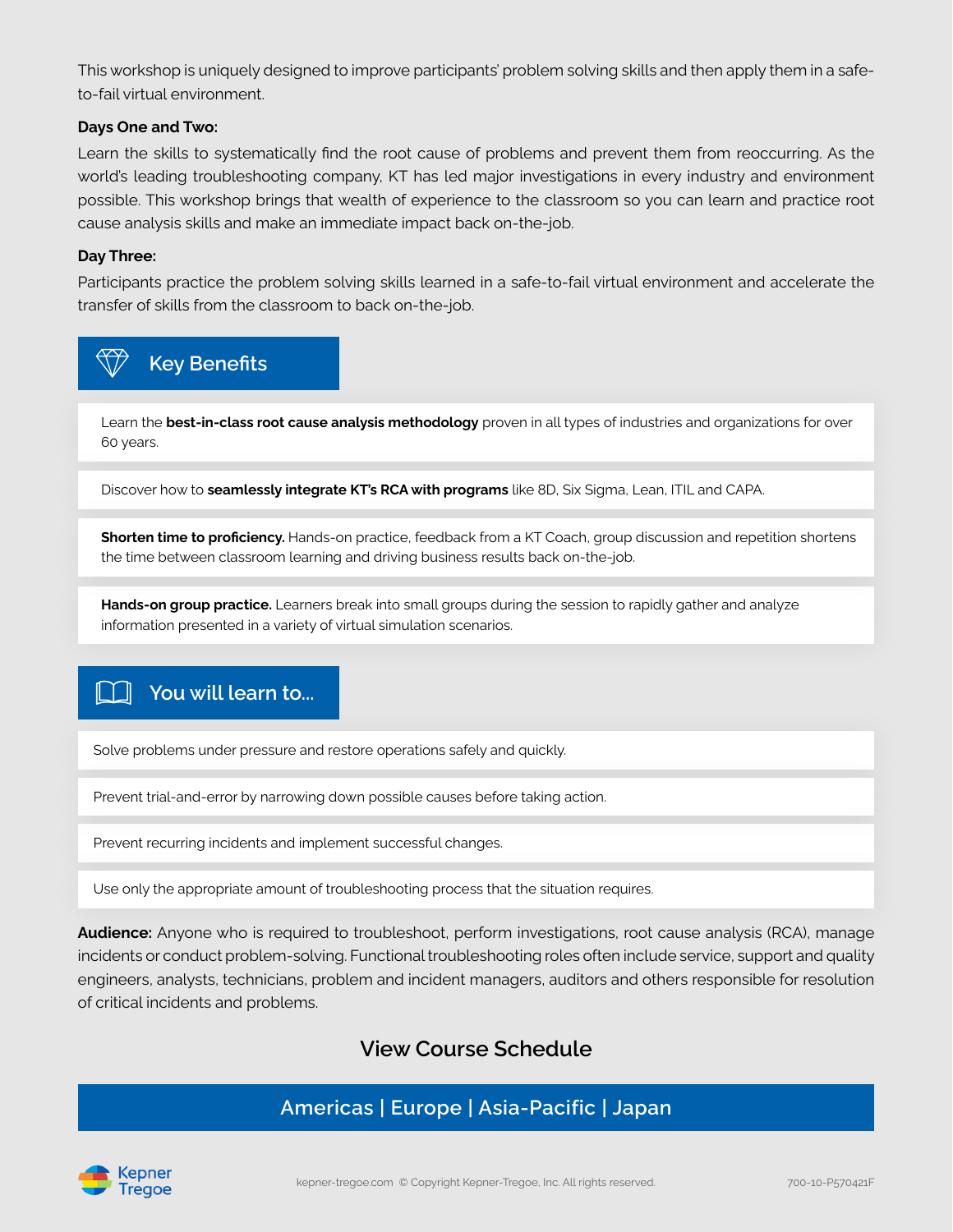This workshop is uniquely designed to improve participants' problem solving skills and then apply them in a safe-to-fail virtual environment.

**Days One and Two:**

Learn the skills to systematically find the root cause of problems and prevent them from reoccurring. As the world's leading troubleshooting company, KT has led major investigations in every industry and environment possible. This workshop brings that wealth of experience to the classroom so you can learn and practice root cause analysis skills and make an immediate impact back on-the-job.

**Day Three:**

Participants practice the problem solving skills learned in a safe-to-fail virtual environment and accelerate the transfer of skills from the classroom to back on-the-job.

## Key Benefits

- Learn the **best-in-class root cause analysis methodology** proven in all types of industries and organizations for over 60 years.
- Discover how to **seamlessly integrate KT's RCA with programs** like 8D, Six Sigma, Lean, ITIL and CAPA.
- **Shorten time to proficiency.** Hands-on practice, feedback from a KT Coach, group discussion and repetition shortens the time between classroom learning and driving business results back on-the-job.
- **Hands-on group practice.** Learners break into small groups during the session to rapidly gather and analyze information presented in a variety of virtual simulation scenarios.

## You will learn to...

- Solve problems under pressure and restore operations safely and quickly.
- Prevent trial-and-error by narrowing down possible causes before taking action.
- Prevent recurring incidents and implement successful changes.
- Use only the appropriate amount of troubleshooting process that the situation requires.

**Audience:** Anyone who is required to troubleshoot, perform investigations, root cause analysis (RCA), manage incidents or conduct problem-solving. Functional troubleshooting roles often include service, support and quality engineers, analysts, technicians, problem and incident managers, auditors and others responsible for resolution of critical incidents and problems.

## View Course Schedule

Americas | Europe | Asia-Pacific | Japan

Kepner Tregoe

kepner-tregoe.com © Copyright Kepner-Tregoe, Inc. All rights reserved.

700-10-P570421F